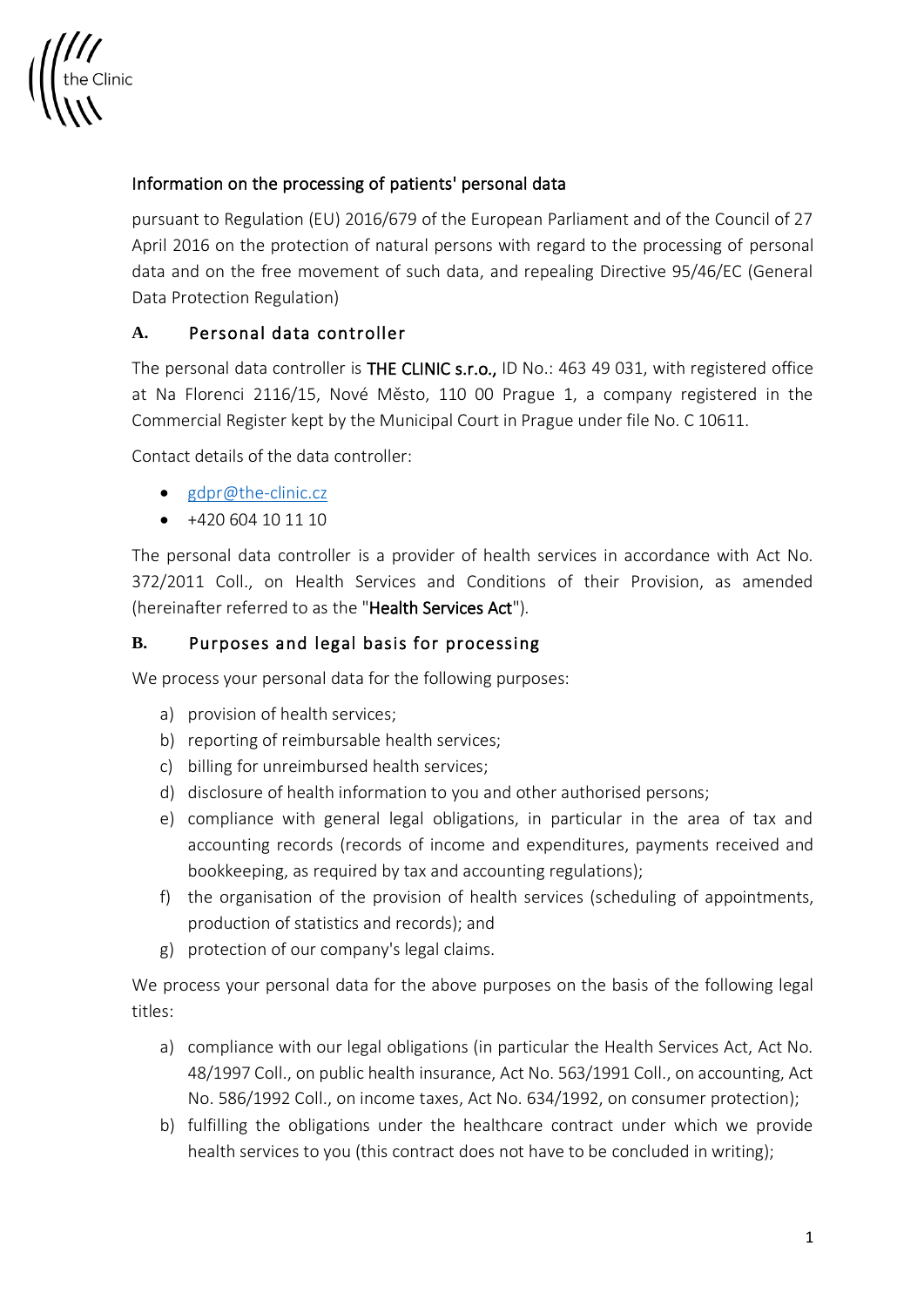## Information on the processing of patients' personal data

pursuant to Regulation (EU) 2016/679 of the European Parliament and of the Council of 27 April 2016 on the protection of natural persons with regard to the processing of personal data and on the free movement of such data, and repealing Directive 95/46/EC (General Data Protection Regulation)

### A. Personal data controller

The personal data controller is **THE CLINIC s.r.o.,** ID No.: 463 49 031, with registered office at Na Florenci 2116/15, Nové Město, 110 00 Prague 1, a company registered in the Commercial Register kept by the Municipal Court in Prague under file No. C 10611.

Contact details of the data controller:

- gdpr@the-clinic.cz
- +420 604 10 11 10

The personal data controller is a provider of health services in accordance with Act No. 372/2011 Coll., on Health Services and Conditions of their Provision, as amended (hereinafter referred to as the "**Health Services Act**").

### B. Purposes and legal basis for processing

We process your personal data for the following purposes:

a) provision of health services;
b) reporting of reimbursable health services;
c) billing for unreimbursed health services;
d) disclosure of health information to you and other authorised persons;
e) compliance with general legal obligations, in particular in the area of tax and accounting records (records of income and expenditures, payments received and bookkeeping, as required by tax and accounting regulations);
f) the organisation of the provision of health services (scheduling of appointments, production of statistics and records); and
g) protection of our company's legal claims.

We process your personal data for the above purposes on the basis of the following legal titles:

a) compliance with our legal obligations (in particular the Health Services Act, Act No. 48/1997 Coll., on public health insurance, Act No. 563/1991 Coll., on accounting, Act No. 586/1992 Coll., on income taxes, Act No. 634/1992, on consumer protection);
b) fulfilling the obligations under the healthcare contract under which we provide health services to you (this contract does not have to be concluded in writing);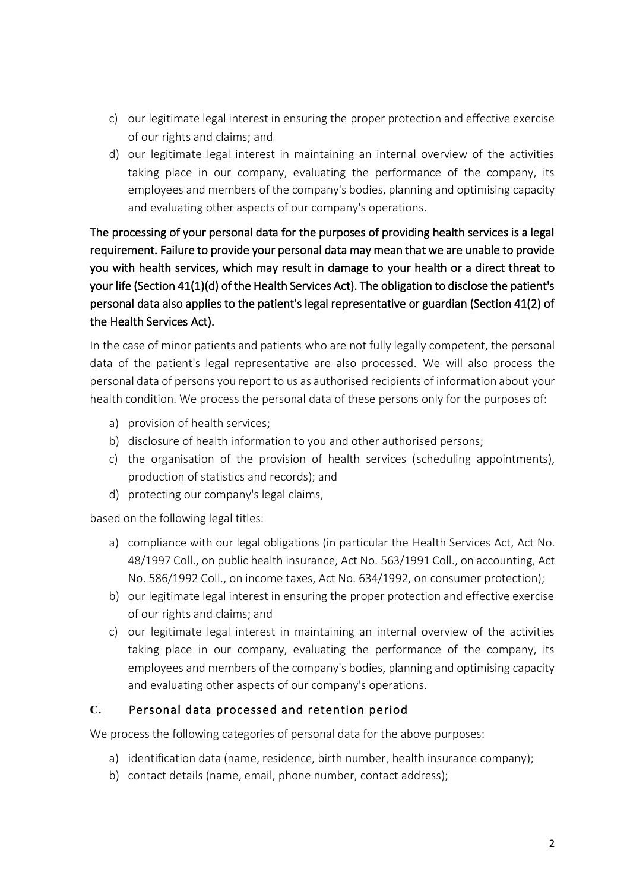c) our legitimate legal interest in ensuring the proper protection and effective exercise of our rights and claims; and
d) our legitimate legal interest in maintaining an internal overview of the activities taking place in our company, evaluating the performance of the company, its employees and members of the company's bodies, planning and optimising capacity and evaluating other aspects of our company's operations.

**The processing of your personal data for the purposes of providing health services is a legal requirement. Failure to provide your personal data may mean that we are unable to provide you with health services, which may result in damage to your health or a direct threat to your life (Section 41(1)(d) of the Health Services Act). The obligation to disclose the patient's personal data also applies to the patient's legal representative or guardian (Section 41(2) of the Health Services Act).**

In the case of minor patients and patients who are not fully legally competent, the personal data of the patient's legal representative are also processed. We will also process the personal data of persons you report to us as authorised recipients of information about your health condition. We process the personal data of these persons only for the purposes of:

a) provision of health services;
b) disclosure of health information to you and other authorised persons;
c) the organisation of the provision of health services (scheduling appointments), production of statistics and records); and
d) protecting our company's legal claims,

based on the following legal titles:

a) compliance with our legal obligations (in particular the Health Services Act, Act No. 48/1997 Coll., on public health insurance, Act No. 563/1991 Coll., on accounting, Act No. 586/1992 Coll., on income taxes, Act No. 634/1992, on consumer protection);
b) our legitimate legal interest in ensuring the proper protection and effective exercise of our rights and claims; and
c) our legitimate legal interest in maintaining an internal overview of the activities taking place in our company, evaluating the performance of the company, its employees and members of the company's bodies, planning and optimising capacity and evaluating other aspects of our company's operations.

## C. Personal data processed and retention period

We process the following categories of personal data for the above purposes:

a) identification data (name, residence, birth number, health insurance company);
b) contact details (name, email, phone number, contact address);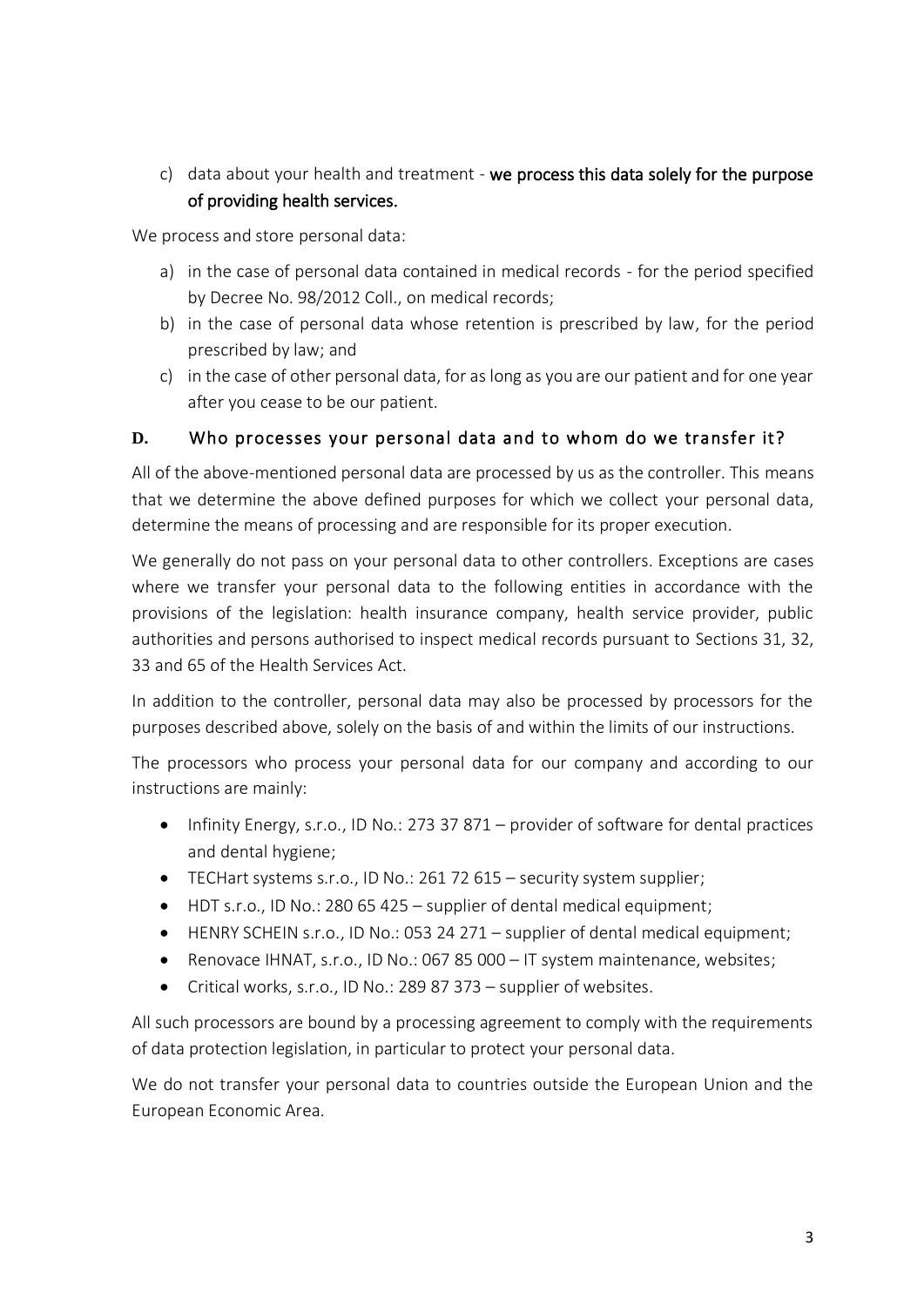c) data about your health and treatment - **we process this data solely for the purpose of providing health services.**

We process and store personal data:

a) in the case of personal data contained in medical records - for the period specified by Decree No. 98/2012 Coll., on medical records;
b) in the case of personal data whose retention is prescribed by law, for the period prescribed by law; and
c) in the case of other personal data, for as long as you are our patient and for one year after you cease to be our patient.

## D. Who processes your personal data and to whom do we transfer it?

All of the above-mentioned personal data are processed by us as the controller. This means that we determine the above defined purposes for which we collect your personal data, determine the means of processing and are responsible for its proper execution.

We generally do not pass on your personal data to other controllers. Exceptions are cases where we transfer your personal data to the following entities in accordance with the provisions of the legislation: health insurance company, health service provider, public authorities and persons authorised to inspect medical records pursuant to Sections 31, 32, 33 and 65 of the Health Services Act.

In addition to the controller, personal data may also be processed by processors for the purposes described above, solely on the basis of and within the limits of our instructions.

The processors who process your personal data for our company and according to our instructions are mainly:

- Infinity Energy, s.r.o., ID No.: 273 37 871 – provider of software for dental practices and dental hygiene;
- TECHart systems s.r.o., ID No.: 261 72 615 – security system supplier;
- HDT s.r.o., ID No.: 280 65 425 – supplier of dental medical equipment;
- HENRY SCHEIN s.r.o., ID No.: 053 24 271 – supplier of dental medical equipment;
- Renovace IHNAT, s.r.o., ID No.: 067 85 000 – IT system maintenance, websites;
- Critical works, s.r.o., ID No.: 289 87 373 – supplier of websites.

All such processors are bound by a processing agreement to comply with the requirements of data protection legislation, in particular to protect your personal data.

We do not transfer your personal data to countries outside the European Union and the European Economic Area.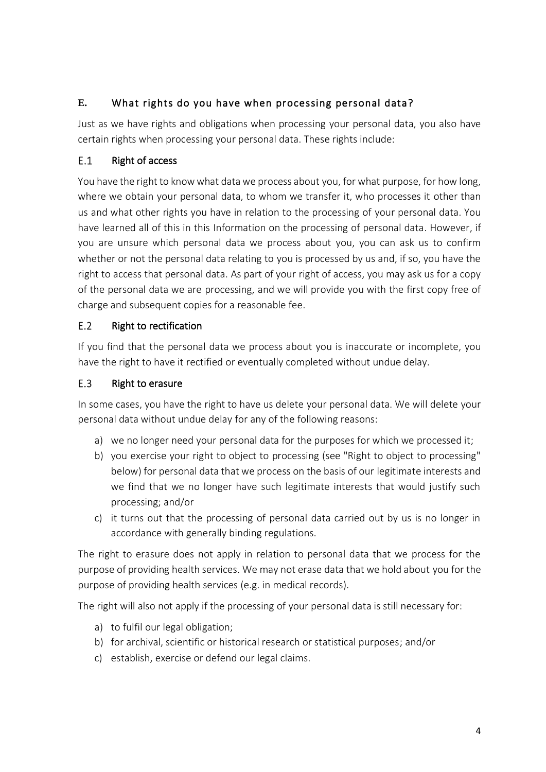## E. What rights do you have when processing personal data?

Just as we have rights and obligations when processing your personal data, you also have certain rights when processing your personal data. These rights include:

### E.1 Right of access

You have the right to know what data we process about you, for what purpose, for how long, where we obtain your personal data, to whom we transfer it, who processes it other than us and what other rights you have in relation to the processing of your personal data. You have learned all of this in this Information on the processing of personal data. However, if you are unsure which personal data we process about you, you can ask us to confirm whether or not the personal data relating to you is processed by us and, if so, you have the right to access that personal data. As part of your right of access, you may ask us for a copy of the personal data we are processing, and we will provide you with the first copy free of charge and subsequent copies for a reasonable fee.

### E.2 Right to rectification

If you find that the personal data we process about you is inaccurate or incomplete, you have the right to have it rectified or eventually completed without undue delay.

### E.3 Right to erasure

In some cases, you have the right to have us delete your personal data. We will delete your personal data without undue delay for any of the following reasons:

a) we no longer need your personal data for the purposes for which we processed it;
b) you exercise your right to object to processing (see "Right to object to processing" below) for personal data that we process on the basis of our legitimate interests and we find that we no longer have such legitimate interests that would justify such processing; and/or
c) it turns out that the processing of personal data carried out by us is no longer in accordance with generally binding regulations.

The right to erasure does not apply in relation to personal data that we process for the purpose of providing health services. We may not erase data that we hold about you for the purpose of providing health services (e.g. in medical records).

The right will also not apply if the processing of your personal data is still necessary for:

a) to fulfil our legal obligation;
b) for archival, scientific or historical research or statistical purposes; and/or
c) establish, exercise or defend our legal claims.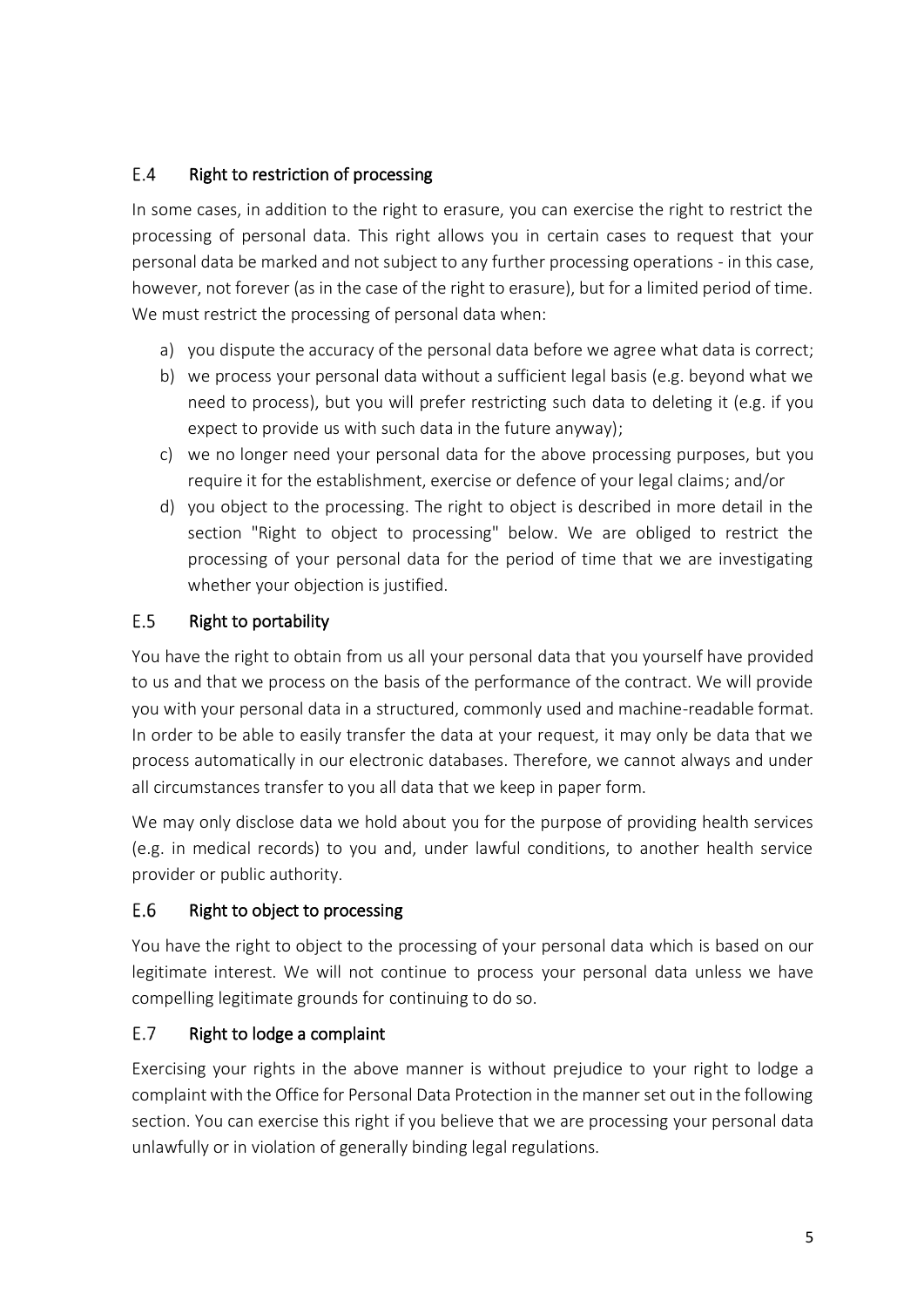### E.4 Right to restriction of processing

In some cases, in addition to the right to erasure, you can exercise the right to restrict the processing of personal data. This right allows you in certain cases to request that your personal data be marked and not subject to any further processing operations - in this case, however, not forever (as in the case of the right to erasure), but for a limited period of time. We must restrict the processing of personal data when:

a) you dispute the accuracy of the personal data before we agree what data is correct;
b) we process your personal data without a sufficient legal basis (e.g. beyond what we need to process), but you will prefer restricting such data to deleting it (e.g. if you expect to provide us with such data in the future anyway);
c) we no longer need your personal data for the above processing purposes, but you require it for the establishment, exercise or defence of your legal claims; and/or
d) you object to the processing. The right to object is described in more detail in the section "Right to object to processing" below. We are obliged to restrict the processing of your personal data for the period of time that we are investigating whether your objection is justified.

### E.5 Right to portability

You have the right to obtain from us all your personal data that you yourself have provided to us and that we process on the basis of the performance of the contract. We will provide you with your personal data in a structured, commonly used and machine-readable format. In order to be able to easily transfer the data at your request, it may only be data that we process automatically in our electronic databases. Therefore, we cannot always and under all circumstances transfer to you all data that we keep in paper form.

We may only disclose data we hold about you for the purpose of providing health services (e.g. in medical records) to you and, under lawful conditions, to another health service provider or public authority.

### E.6 Right to object to processing

You have the right to object to the processing of your personal data which is based on our legitimate interest. We will not continue to process your personal data unless we have compelling legitimate grounds for continuing to do so.

### E.7 Right to lodge a complaint

Exercising your rights in the above manner is without prejudice to your right to lodge a complaint with the Office for Personal Data Protection in the manner set out in the following section. You can exercise this right if you believe that we are processing your personal data unlawfully or in violation of generally binding legal regulations.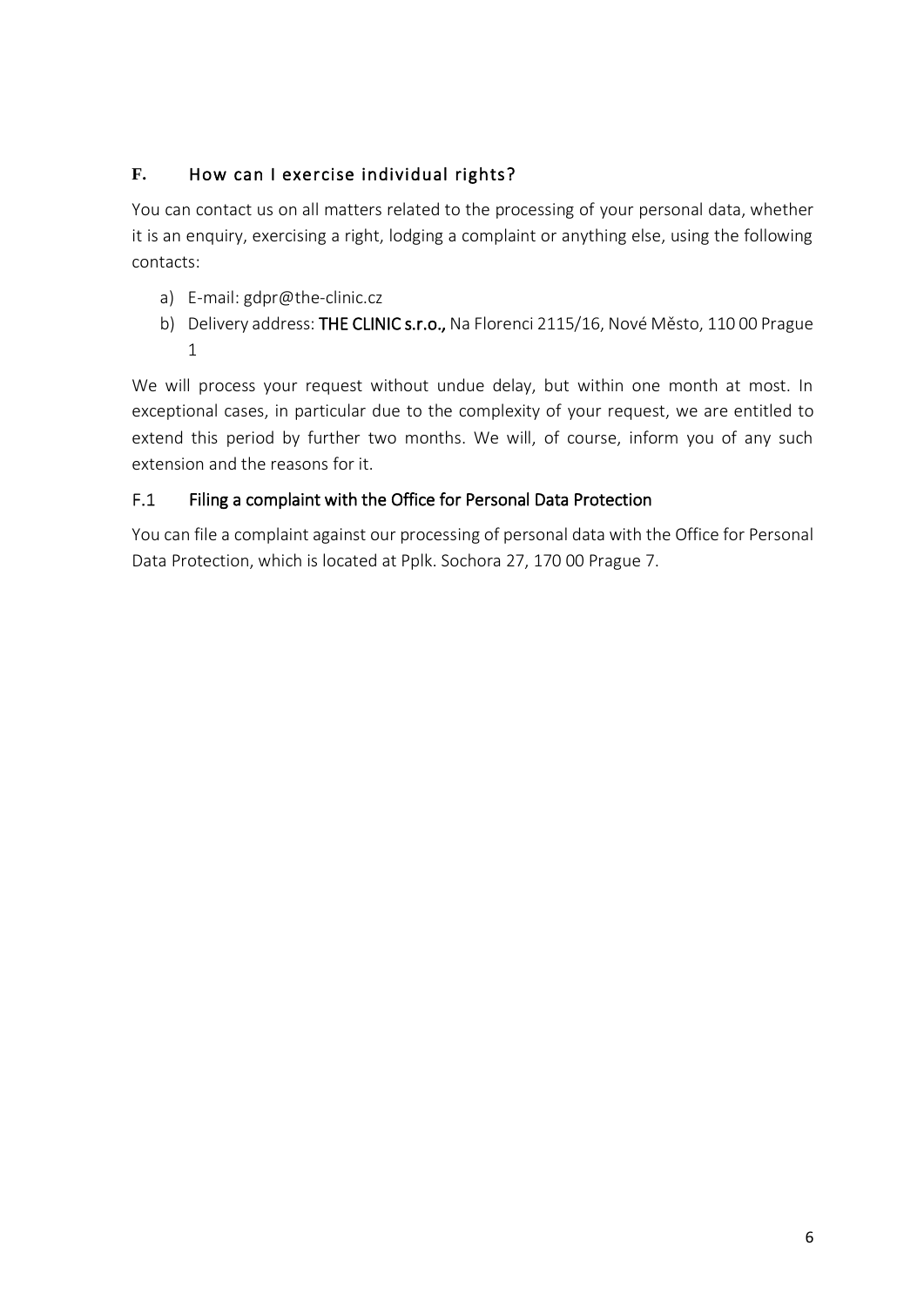## F. How can I exercise individual rights?

You can contact us on all matters related to the processing of your personal data, whether it is an enquiry, exercising a right, lodging a complaint or anything else, using the following contacts:

a) E-mail: gdpr@the-clinic.cz
b) Delivery address: **THE CLINIC s.r.o.,** Na Florenci 2115/16, Nové Město, 110 00 Prague 1

We will process your request without undue delay, but within one month at most. In exceptional cases, in particular due to the complexity of your request, we are entitled to extend this period by further two months. We will, of course, inform you of any such extension and the reasons for it.

### F.1 Filing a complaint with the Office for Personal Data Protection

You can file a complaint against our processing of personal data with the Office for Personal Data Protection, which is located at Pplk. Sochora 27, 170 00 Prague 7.